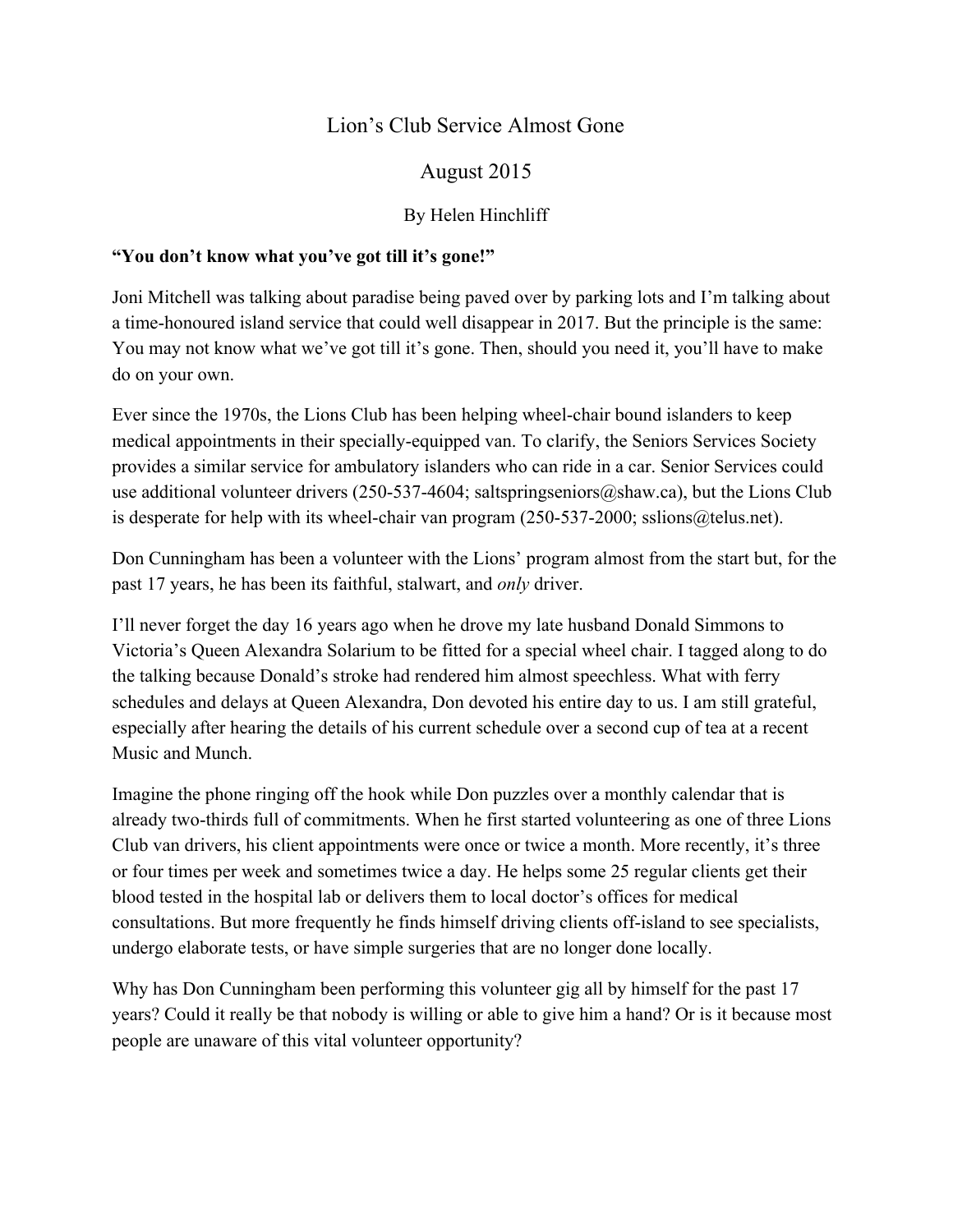# Lion's Club Service Almost Gone

## August 2015

### By Helen Hinchliff

**"You don't know what you've got till it's gone!"**

Joni Mitchell was talking about paradise being paved over by parking lots and I'm talking about a time-honoured island service that could well disappear in 2017. But the principle is the same: You may not know what we've got till it's gone. Then, should you need it, you'll have to make do on your own.

Ever since the 1970s, the Lions Club has been helping wheel-chair bound islanders to keep medical appointments in their specially-equipped van. To clarify, the Seniors Services Society provides a similar service for ambulatory islanders who can ride in a car. Senior Services could use additional volunteer drivers (250-537-4604; saltspringseniors@shaw.ca), but the Lions Club is desperate for help with its wheel-chair van program (250-537-2000; sslions@telus.net).

Don Cunningham has been a volunteer with the Lions' program almost from the start but, for the past 17 years, he has been its faithful, stalwart, and *only* driver.

I'll never forget the day 16 years ago when he drove my late husband Donald Simmons to Victoria's Queen Alexandra Solarium to be fitted for a special wheel chair. I tagged along to do the talking because Donald's stroke had rendered him almost speechless. What with ferry schedules and delays at Queen Alexandra, Don devoted his entire day to us. I am still grateful, especially after hearing the details of his current schedule over a second cup of tea at a recent Music and Munch.

Imagine the phone ringing off the hook while Don puzzles over a monthly calendar that is already two-thirds full of commitments. When he first started volunteering as one of three Lions Club van drivers, his client appointments were once or twice a month. More recently, it's three or four times per week and sometimes twice a day. He helps some 25 regular clients get their blood tested in the hospital lab or delivers them to local doctor's offices for medical consultations. But more frequently he finds himself driving clients off-island to see specialists, undergo elaborate tests, or have simple surgeries that are no longer done locally.

Why has Don Cunningham been performing this volunteer gig all by himself for the past 17 years? Could it really be that nobody is willing or able to give him a hand? Or is it because most people are unaware of this vital volunteer opportunity?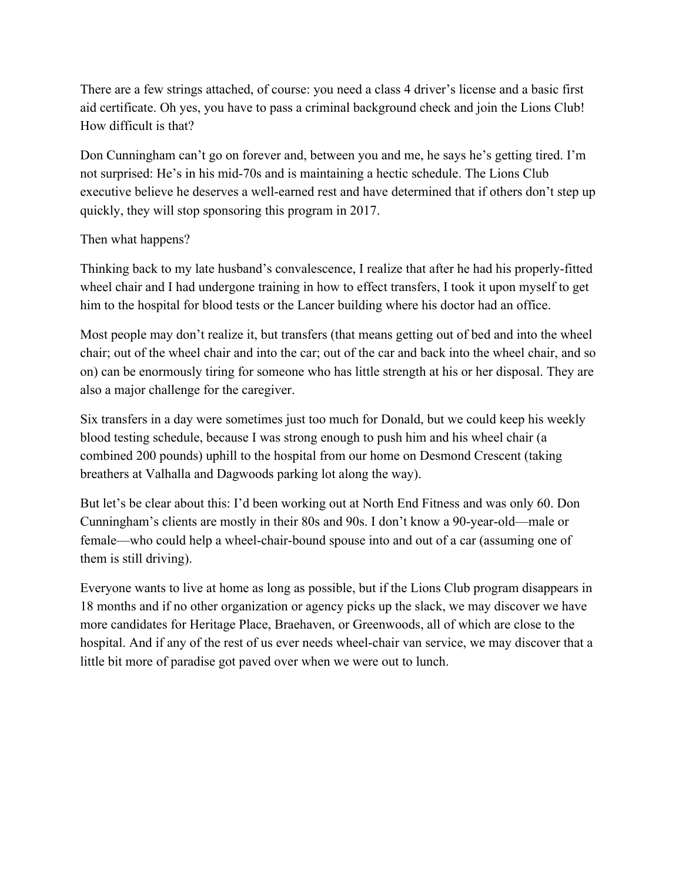There are a few strings attached, of course: you need a class 4 driver's license and a basic first aid certificate. Oh yes, you have to pass a criminal background check and join the Lions Club! How difficult is that?

Don Cunningham can't go on forever and, between you and me, he says he's getting tired. I'm not surprised: He's in his mid-70s and is maintaining a hectic schedule. The Lions Club executive believe he deserves a well-earned rest and have determined that if others don't step up quickly, they will stop sponsoring this program in 2017.

Then what happens?

Thinking back to my late husband's convalescence, I realize that after he had his properly-fitted wheel chair and I had undergone training in how to effect transfers, I took it upon myself to get him to the hospital for blood tests or the Lancer building where his doctor had an office.

Most people may don't realize it, but transfers (that means getting out of bed and into the wheel chair; out of the wheel chair and into the car; out of the car and back into the wheel chair, and so on) can be enormously tiring for someone who has little strength at his or her disposal. They are also a major challenge for the caregiver.

Six transfers in a day were sometimes just too much for Donald, but we could keep his weekly blood testing schedule, because I was strong enough to push him and his wheel chair (a combined 200 pounds) uphill to the hospital from our home on Desmond Crescent (taking breathers at Valhalla and Dagwoods parking lot along the way).

But let's be clear about this: I'd been working out at North End Fitness and was only 60. Don Cunningham's clients are mostly in their 80s and 90s. I don't know a 90-year-old—male or female—who could help a wheel-chair-bound spouse into and out of a car (assuming one of them is still driving).

Everyone wants to live at home as long as possible, but if the Lions Club program disappears in 18 months and if no other organization or agency picks up the slack, we may discover we have more candidates for Heritage Place, Braehaven, or Greenwoods, all of which are close to the hospital. And if any of the rest of us ever needs wheel-chair van service, we may discover that a little bit more of paradise got paved over when we were out to lunch.